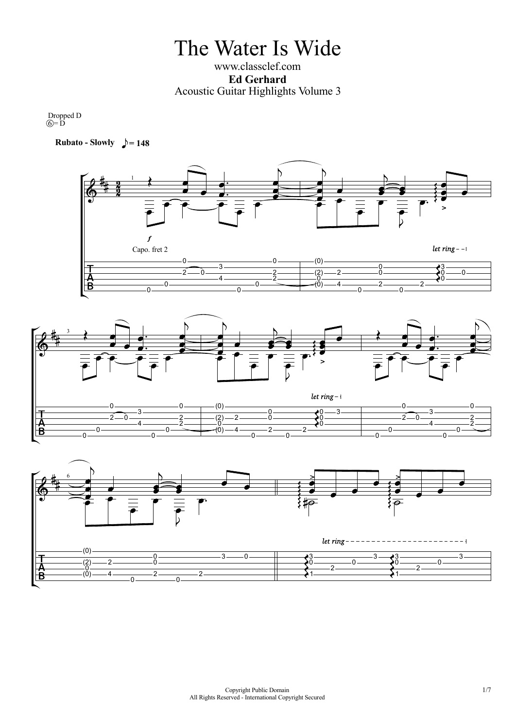# The Water Is Wide

www.classclef.com

**Ed Gerhard**

Acoustic Guitar Highlights Volume 3

Dropped D
⑥= D

**Rubato - Slowly** ♪= 148

Capo. fret 2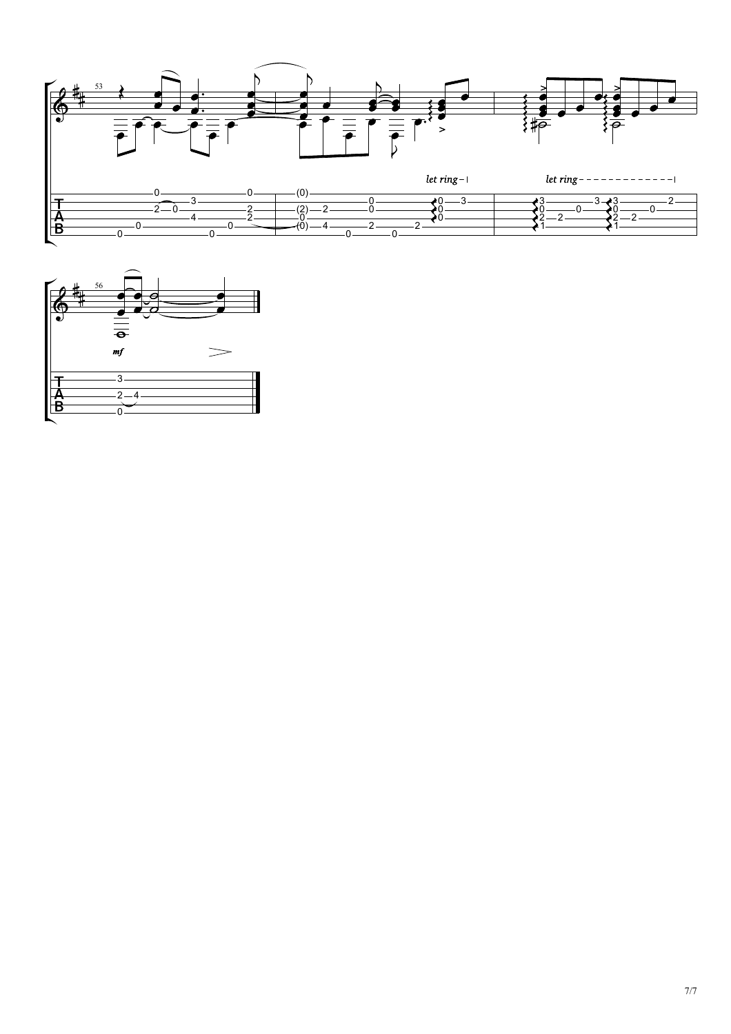let ring

let ring

mf